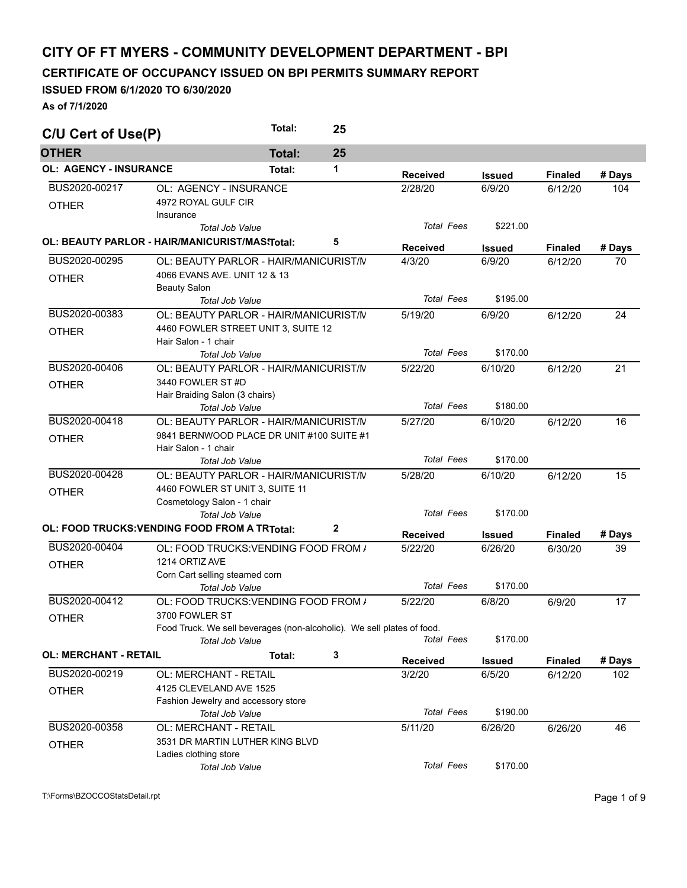# CITY OF FT MYERS - COMMUNITY DEVELOPMENT DEPARTMENT - BPI

## CERTIFICATE OF OCCUPANCY ISSUED ON BPI PERMITS SUMMARY REPORT

### ISSUED FROM 6/1/2020 TO 6/30/2020

**As of 7/1/2020**

## C/U Cert of Use(P) — Total: 25

### OTHER — Total: 25

#### OL: AGENCY - INSURANCE — Total: 1

| Permit | Description | Received | Issued | Finaled | # Days |
|---|---|---|---|---|---|
| BUS2020-00217 | OL: AGENCY - INSURANCE | 2/28/20 | 6/9/20 | 6/12/20 | 104 |
| OTHER | 4972 ROYAL GULF CIR<br>Insurance | | | | |
| | *Total Job Value* | *Total Fees* | $221.00 | | |

#### OL: BEAUTY PARLOR - HAIR/MANICURIST/MAS — Total: 5

| Permit | Description | Received | Issued | Finaled | # Days |
|---|---|---|---|---|---|
| BUS2020-00295 | OL: BEAUTY PARLOR - HAIR/MANICURIST/M | 4/3/20 | 6/9/20 | 6/12/20 | 70 |
| OTHER | 4066 EVANS AVE. UNIT 12 & 13<br>Beauty Salon | | | | |
| | *Total Job Value* | *Total Fees* | $195.00 | | |
| BUS2020-00383 | OL: BEAUTY PARLOR - HAIR/MANICURIST/M | 5/19/20 | 6/9/20 | 6/12/20 | 24 |
| OTHER | 4460 FOWLER STREET UNIT 3, SUITE 12<br>Hair Salon - 1 chair | | | | |
| | *Total Job Value* | *Total Fees* | $170.00 | | |
| BUS2020-00406 | OL: BEAUTY PARLOR - HAIR/MANICURIST/M | 5/22/20 | 6/10/20 | 6/12/20 | 21 |
| OTHER | 3440 FOWLER ST #D<br>Hair Braiding Salon (3 chairs) | | | | |
| | *Total Job Value* | *Total Fees* | $180.00 | | |
| BUS2020-00418 | OL: BEAUTY PARLOR - HAIR/MANICURIST/M | 5/27/20 | 6/10/20 | 6/12/20 | 16 |
| OTHER | 9841 BERNWOOD PLACE DR UNIT #100 SUITE #1<br>Hair Salon - 1 chair | | | | |
| | *Total Job Value* | *Total Fees* | $170.00 | | |
| BUS2020-00428 | OL: BEAUTY PARLOR - HAIR/MANICURIST/M | 5/28/20 | 6/10/20 | 6/12/20 | 15 |
| OTHER | 4460 FOWLER ST UNIT 3, SUITE 11<br>Cosmetology Salon - 1 chair | | | | |
| | *Total Job Value* | *Total Fees* | $170.00 | | |

#### OL: FOOD TRUCKS:VENDING FOOD FROM A TR — Total: 2

| Permit | Description | Received | Issued | Finaled | # Days |
|---|---|---|---|---|---|
| BUS2020-00404 | OL: FOOD TRUCKS:VENDING FOOD FROM / | 5/22/20 | 6/26/20 | 6/30/20 | 39 |
| OTHER | 1214 ORTIZ AVE<br>Corn Cart selling steamed corn | | | | |
| | *Total Job Value* | *Total Fees* | $170.00 | | |
| BUS2020-00412 | OL: FOOD TRUCKS:VENDING FOOD FROM / | 5/22/20 | 6/8/20 | 6/9/20 | 17 |
| OTHER | 3700 FOWLER ST<br>Food Truck. We sell beverages (non-alcoholic). We sell plates of food. | | | | |
| | *Total Job Value* | *Total Fees* | $170.00 | | |

#### OL: MERCHANT - RETAIL — Total: 3

| Permit | Description | Received | Issued | Finaled | # Days |
|---|---|---|---|---|---|
| BUS2020-00219 | OL: MERCHANT - RETAIL | 3/2/20 | 6/5/20 | 6/12/20 | 102 |
| OTHER | 4125 CLEVELAND AVE 1525<br>Fashion Jewelry and accessory store | | | | |
| | *Total Job Value* | *Total Fees* | $190.00 | | |
| BUS2020-00358 | OL: MERCHANT - RETAIL | 5/11/20 | 6/26/20 | 6/26/20 | 46 |
| OTHER | 3531 DR MARTIN LUTHER KING BLVD<br>Ladies clothing store | | | | |
| | *Total Job Value* | *Total Fees* | $170.00 | | |

T:\Forms\BZOCCOStatsDetail.rpt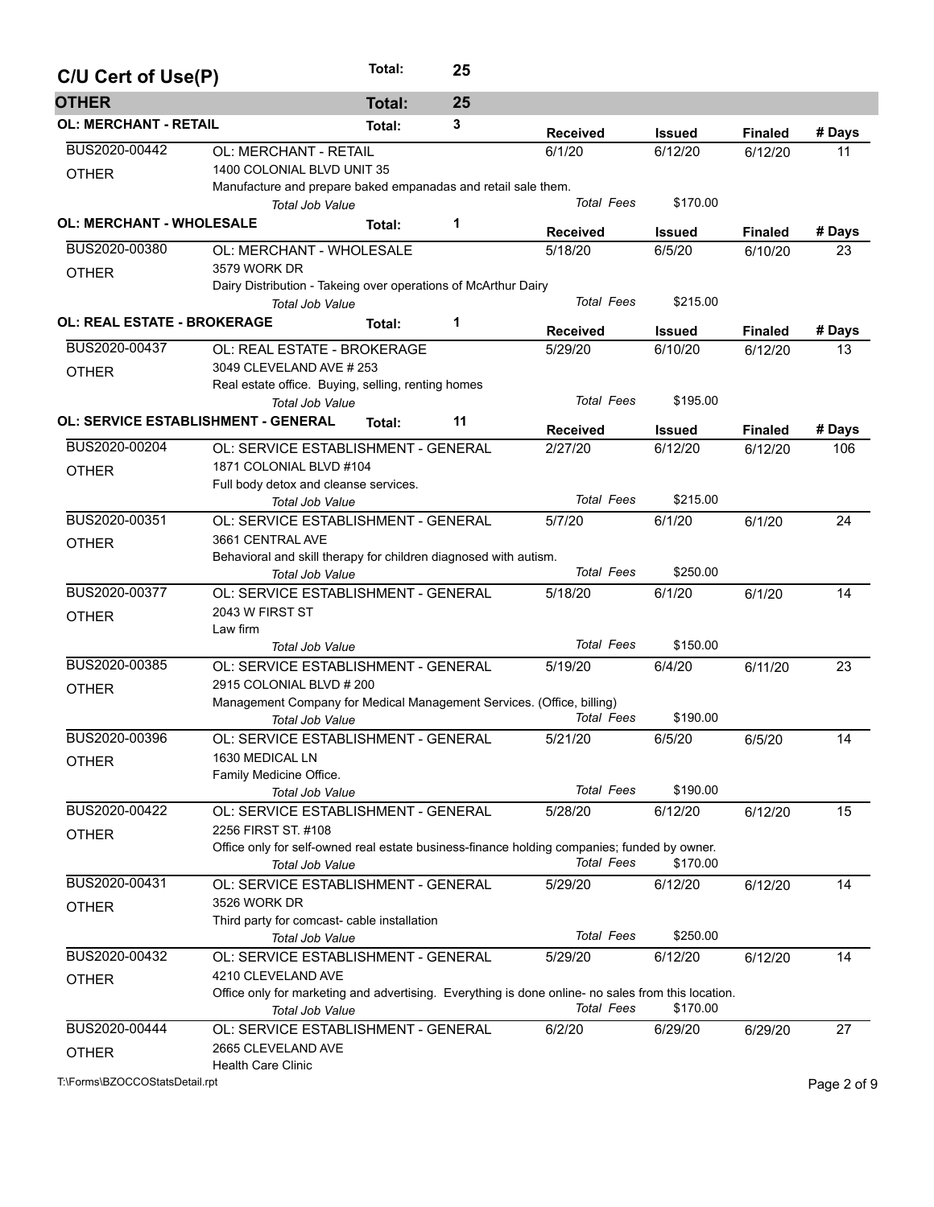## C/U Cert of Use(P) — Total: 25

### OTHER — Total: 25

#### OL: MERCHANT - RETAIL — Total: 3

| Permit | Type / Address / Description | Received | Issued | Finaled | # Days |
|---|---|---|---|---|---|
| BUS2020-00442 | OL: MERCHANT - RETAIL | 6/1/20 | 6/12/20 | 6/12/20 | 11 |
| OTHER | 1400 COLONIAL BLVD UNIT 35 | | | | |
| | Manufacture and prepare baked empanadas and retail sale them. | | | | |
| | *Total Job Value* | *Total Fees* | $170.00 | | |

#### OL: MERCHANT - WHOLESALE — Total: 1

| Permit | Type / Address / Description | Received | Issued | Finaled | # Days |
|---|---|---|---|---|---|
| BUS2020-00380 | OL: MERCHANT - WHOLESALE | 5/18/20 | 6/5/20 | 6/10/20 | 23 |
| OTHER | 3579 WORK DR | | | | |
| | Dairy Distribution - Takeing over operations of McArthur Dairy | | | | |
| | *Total Job Value* | *Total Fees* | $215.00 | | |

#### OL: REAL ESTATE - BROKERAGE — Total: 1

| Permit | Type / Address / Description | Received | Issued | Finaled | # Days |
|---|---|---|---|---|---|
| BUS2020-00437 | OL: REAL ESTATE - BROKERAGE | 5/29/20 | 6/10/20 | 6/12/20 | 13 |
| OTHER | 3049 CLEVELAND AVE # 253 | | | | |
| | Real estate office. Buying, selling, renting homes | | | | |
| | *Total Job Value* | *Total Fees* | $195.00 | | |

#### OL: SERVICE ESTABLISHMENT - GENERAL — Total: 11

| Permit | Type / Address / Description | Received | Issued | Finaled | # Days |
|---|---|---|---|---|---|
| BUS2020-00204 | OL: SERVICE ESTABLISHMENT - GENERAL | 2/27/20 | 6/12/20 | 6/12/20 | 106 |
| OTHER | 1871 COLONIAL BLVD #104 | | | | |
| | Full body detox and cleanse services. | | | | |
| | *Total Job Value* | *Total Fees* | $215.00 | | |
| BUS2020-00351 | OL: SERVICE ESTABLISHMENT - GENERAL | 5/7/20 | 6/1/20 | 6/1/20 | 24 |
| OTHER | 3661 CENTRAL AVE | | | | |
| | Behavioral and skill therapy for children diagnosed with autism. | | | | |
| | *Total Job Value* | *Total Fees* | $250.00 | | |
| BUS2020-00377 | OL: SERVICE ESTABLISHMENT - GENERAL | 5/18/20 | 6/1/20 | 6/1/20 | 14 |
| OTHER | 2043 W FIRST ST | | | | |
| | Law firm | | | | |
| | *Total Job Value* | *Total Fees* | $150.00 | | |
| BUS2020-00385 | OL: SERVICE ESTABLISHMENT - GENERAL | 5/19/20 | 6/4/20 | 6/11/20 | 23 |
| OTHER | 2915 COLONIAL BLVD # 200 | | | | |
| | Management Company for Medical Management Services. (Office, billing) | | | | |
| | *Total Job Value* | *Total Fees* | $190.00 | | |
| BUS2020-00396 | OL: SERVICE ESTABLISHMENT - GENERAL | 5/21/20 | 6/5/20 | 6/5/20 | 14 |
| OTHER | 1630 MEDICAL LN | | | | |
| | Family Medicine Office. | | | | |
| | *Total Job Value* | *Total Fees* | $190.00 | | |
| BUS2020-00422 | OL: SERVICE ESTABLISHMENT - GENERAL | 5/28/20 | 6/12/20 | 6/12/20 | 15 |
| OTHER | 2256 FIRST ST. #108 | | | | |
| | Office only for self-owned real estate business-finance holding companies; funded by owner. | | | | |
| | *Total Job Value* | *Total Fees* | $170.00 | | |
| BUS2020-00431 | OL: SERVICE ESTABLISHMENT - GENERAL | 5/29/20 | 6/12/20 | 6/12/20 | 14 |
| OTHER | 3526 WORK DR | | | | |
| | Third party for comcast- cable installation | | | | |
| | *Total Job Value* | *Total Fees* | $250.00 | | |
| BUS2020-00432 | OL: SERVICE ESTABLISHMENT - GENERAL | 5/29/20 | 6/12/20 | 6/12/20 | 14 |
| OTHER | 4210 CLEVELAND AVE | | | | |
| | Office only for marketing and advertising. Everything is done online- no sales from this location. | | | | |
| | *Total Job Value* | *Total Fees* | $170.00 | | |
| BUS2020-00444 | OL: SERVICE ESTABLISHMENT - GENERAL | 6/2/20 | 6/29/20 | 6/29/20 | 27 |
| OTHER | 2665 CLEVELAND AVE | | | | |
| | Health Care Clinic | | | | |

T:\Forms\BZOCCOStatsDetail.rpt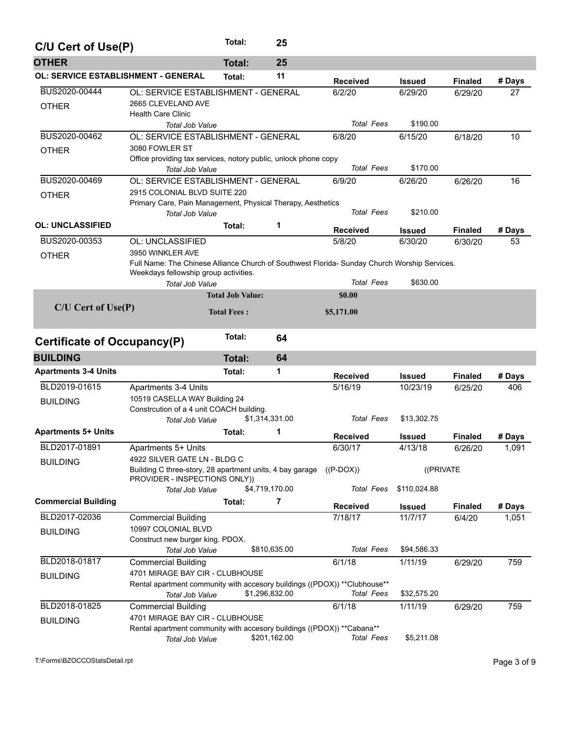## C/U Cert of Use(P) — Total: 25

### OTHER — Total: 25

#### OL: SERVICE ESTABLISHMENT - GENERAL — Total: 11

| Permit | Description | Received | Issued | Finaled | # Days |
|---|---|---|---|---|---|
| BUS2020-00444 / OTHER | OL: SERVICE ESTABLISHMENT - GENERAL<br>2665 CLEVELAND AVE<br>Health Care Clinic | 6/2/20 | 6/29/20 | 6/29/20 | 27 |
| | Total Job Value | Total Fees | $190.00 | | |
| BUS2020-00462 / OTHER | OL: SERVICE ESTABLISHMENT - GENERAL<br>3080 FOWLER ST<br>Office providing tax services, notory public, unlock phone copy | 6/8/20 | 6/15/20 | 6/18/20 | 10 |
| | Total Job Value | Total Fees | $170.00 | | |
| BUS2020-00469 / OTHER | OL: SERVICE ESTABLISHMENT - GENERAL<br>2915 COLONIAL BLVD SUITE 220<br>Primary Care, Pain Management, Physical Therapy, Aesthetics | 6/9/20 | 6/26/20 | 6/26/20 | 16 |
| | Total Job Value | Total Fees | $210.00 | | |

#### OL: UNCLASSIFIED — Total: 1

| Permit | Description | Received | Issued | Finaled | # Days |
|---|---|---|---|---|---|
| BUS2020-00353 / OTHER | OL: UNCLASSIFIED<br>3950 WINKLER AVE<br>Full Name: The Chinese Alliance Church of Southwest Florida- Sunday Church Worship Services. Weekdays fellowship group activities. | 5/8/20 | 6/30/20 | 6/30/20 | 53 |
| | Total Job Value | Total Fees | $630.00 | | |

**C/U Cert of Use(P)** — Total Job Value: **$0.00** — Total Fees: **$5,171.00**

## Certificate of Occupancy(P) — Total: 64

### BUILDING — Total: 64

#### Apartments 3-4 Units — Total: 1

| Permit | Description | Received | Issued | Finaled | # Days |
|---|---|---|---|---|---|
| BLD2019-01615 / BUILDING | Apartments 3-4 Units<br>10519 CASELLA WAY Building 24<br>Constrcution of a 4 unit COACH building. | 5/16/19 | 10/23/19 | 6/25/20 | 406 |
| | Total Job Value $1,314,331.00 | Total Fees | $13,302.75 | | |

#### Apartments 5+ Units — Total: 1

| Permit | Description | Received | Issued | Finaled | # Days |
|---|---|---|---|---|---|
| BLD2017-01891 / BUILDING | Apartments 5+ Units<br>4922 SILVER GATE LN - BLDG C<br>Building C three-story, 28 apartment units, 4 bay garage ((P-DOX)) ((PRIVATE PROVIDER - INSPECTIONS ONLY)) | 6/30/17 | 4/13/18 | 6/26/20 | 1,091 |
| | Total Job Value $4,719,170.00 | Total Fees | $110,024.88 | | |

#### Commercial Building — Total: 7

| Permit | Description | Received | Issued | Finaled | # Days |
|---|---|---|---|---|---|
| BLD2017-02036 / BUILDING | Commercial Building<br>10997 COLONIAL BLVD<br>Construct new burger king. PDOX. | 7/18/17 | 11/7/17 | 6/4/20 | 1,051 |
| | Total Job Value $810,635.00 | Total Fees | $94,586.33 | | |
| BLD2018-01817 / BUILDING | Commercial Building<br>4701 MIRAGE BAY CIR - CLUBHOUSE<br>Rental apartment community with accesory buildings ((PDOX)) **Clubhouse** | 6/1/18 | 1/11/19 | 6/29/20 | 759 |
| | Total Job Value $1,296,832.00 | Total Fees | $32,575.20 | | |
| BLD2018-01825 / BUILDING | Commercial Building<br>4701 MIRAGE BAY CIR - CLUBHOUSE<br>Rental apartment community with accesory buildings ((PDOX)) **Cabana** | 6/1/18 | 1/11/19 | 6/29/20 | 759 |
| | Total Job Value $201,162.00 | Total Fees | $5,211.08 | | |

T:\Forms\BZOCCOStatsDetail.rpt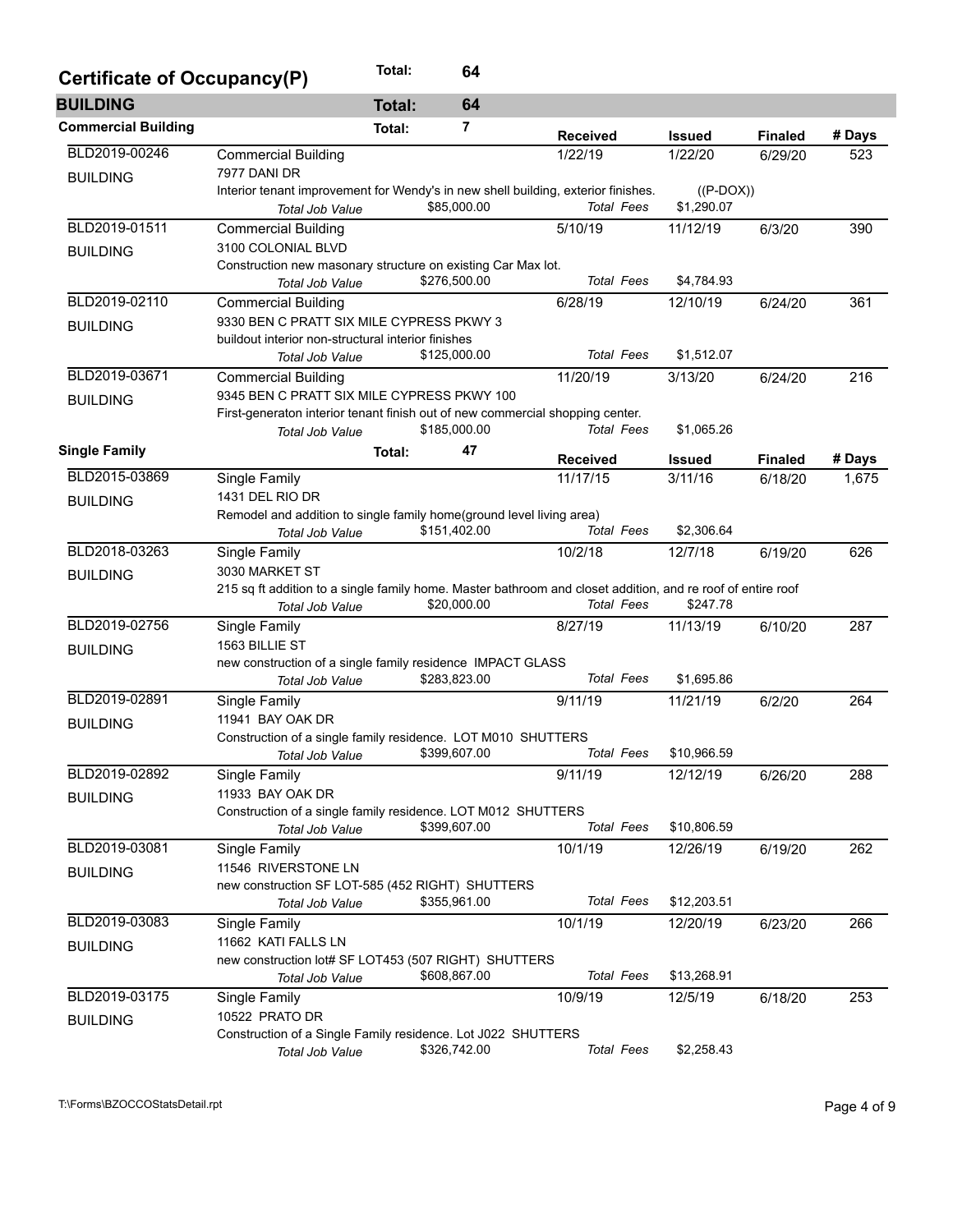## Certificate of Occupancy(P) — Total: 64

### BUILDING — Total: 64

#### Commercial Building — Total: 7

| Permit | Type / Address / Description | Total Job Value | Received | Issued | Finaled | # Days |
|---|---|---|---|---|---|---|
| BLD2019-00246 BUILDING | Commercial Building<br>7977 DANI DR<br>Interior tenant improvement for Wendy's in new shell building, exterior finishes. ((P-DOX)) | $85,000.00 | 1/22/19 | 1/22/20 | 6/29/20 | 523 |
| | *Total Fees* | | | $1,290.07 | | |
| BLD2019-01511 BUILDING | Commercial Building<br>3100 COLONIAL BLVD<br>Construction new masonary structure on existing Car Max lot. | $276,500.00 | 5/10/19 | 11/12/19 | 6/3/20 | 390 |
| | *Total Fees* | | | $4,784.93 | | |
| BLD2019-02110 BUILDING | Commercial Building<br>9330 BEN C PRATT SIX MILE CYPRESS PKWY 3<br>buildout interior non-structural interior finishes | $125,000.00 | 6/28/19 | 12/10/19 | 6/24/20 | 361 |
| | *Total Fees* | | | $1,512.07 | | |
| BLD2019-03671 BUILDING | Commercial Building<br>9345 BEN C PRATT SIX MILE CYPRESS PKWY 100<br>First-generaton interior tenant finish out of new commercial shopping center. | $185,000.00 | 11/20/19 | 3/13/20 | 6/24/20 | 216 |
| | *Total Fees* | | | $1,065.26 | | |

#### Single Family — Total: 47

| Permit | Type / Address / Description | Total Job Value | Received | Issued | Finaled | # Days |
|---|---|---|---|---|---|---|
| BLD2015-03869 BUILDING | Single Family<br>1431 DEL RIO DR<br>Remodel and addition to single family home(ground level living area) | $151,402.00 | 11/17/15 | 3/11/16 | 6/18/20 | 1,675 |
| | *Total Fees* | | | $2,306.64 | | |
| BLD2018-03263 BUILDING | Single Family<br>3030 MARKET ST<br>215 sq ft addition to a single family home. Master bathroom and closet addition, and re roof of entire roof | $20,000.00 | 10/2/18 | 12/7/18 | 6/19/20 | 626 |
| | *Total Fees* | | | $247.78 | | |
| BLD2019-02756 BUILDING | Single Family<br>1563 BILLIE ST<br>new construction of a single family residence IMPACT GLASS | $283,823.00 | 8/27/19 | 11/13/19 | 6/10/20 | 287 |
| | *Total Fees* | | | $1,695.86 | | |
| BLD2019-02891 BUILDING | Single Family<br>11941 BAY OAK DR<br>Construction of a single family residence. LOT M010 SHUTTERS | $399,607.00 | 9/11/19 | 11/21/19 | 6/2/20 | 264 |
| | *Total Fees* | | | $10,966.59 | | |
| BLD2019-02892 BUILDING | Single Family<br>11933 BAY OAK DR<br>Construction of a single family residence. LOT M012 SHUTTERS | $399,607.00 | 9/11/19 | 12/12/19 | 6/26/20 | 288 |
| | *Total Fees* | | | $10,806.59 | | |
| BLD2019-03081 BUILDING | Single Family<br>11546 RIVERSTONE LN<br>new construction SF LOT-585 (452 RIGHT) SHUTTERS | $355,961.00 | 10/1/19 | 12/26/19 | 6/19/20 | 262 |
| | *Total Fees* | | | $12,203.51 | | |
| BLD2019-03083 BUILDING | Single Family<br>11662 KATI FALLS LN<br>new construction lot# SF LOT453 (507 RIGHT) SHUTTERS | $608,867.00 | 10/1/19 | 12/20/19 | 6/23/20 | 266 |
| | *Total Fees* | | | $13,268.91 | | |
| BLD2019-03175 BUILDING | Single Family<br>10522 PRATO DR<br>Construction of a Single Family residence. Lot J022 SHUTTERS | $326,742.00 | 10/9/19 | 12/5/19 | 6/18/20 | 253 |
| | *Total Fees* | | | $2,258.43 | | |

T:\Forms\BZOCCOStatsDetail.rpt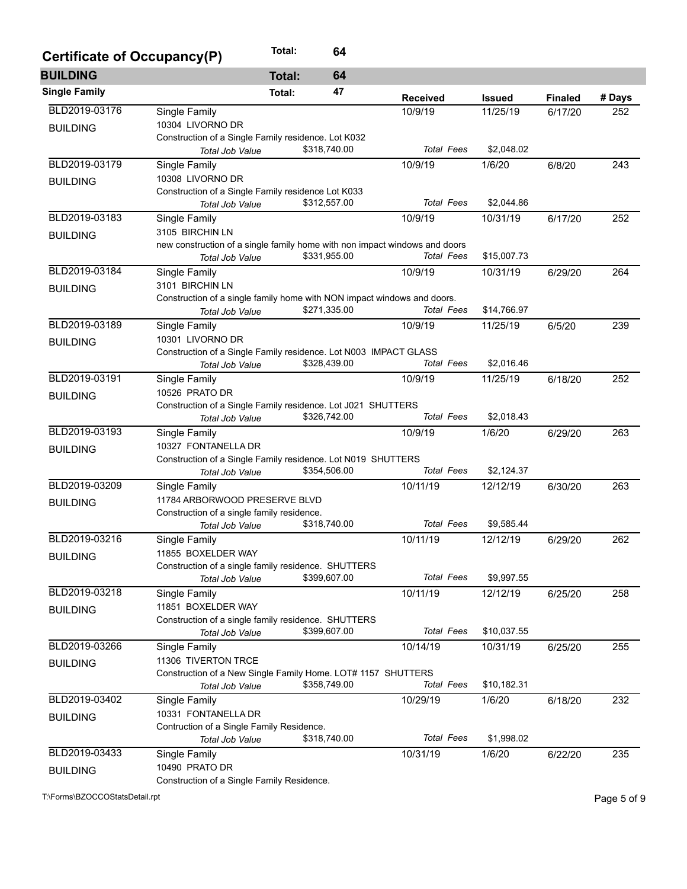## Certificate of Occupancy(P) Total: 64

### BUILDING Total: 64

**Single Family** Total: 47

| Permit | Type / Address / Description | | Received | Issued | Finaled | # Days |
|---|---|---|---|---|---|---|
| BLD2019-03176 | Single Family | | 10/9/19 | 11/25/19 | 6/17/20 | 252 |
| BUILDING | 10304 LIVORNO DR | | | | | |
| | Construction of a Single Family residence. Lot K032 | | | | | |
| | *Total Job Value* | $318,740.00 | *Total Fees* | $2,048.02 | | |
| BLD2019-03179 | Single Family | | 10/9/19 | 1/6/20 | 6/8/20 | 243 |
| BUILDING | 10308 LIVORNO DR | | | | | |
| | Construction of a Single Family residence Lot K033 | | | | | |
| | *Total Job Value* | $312,557.00 | *Total Fees* | $2,044.86 | | |
| BLD2019-03183 | Single Family | | 10/9/19 | 10/31/19 | 6/17/20 | 252 |
| BUILDING | 3105 BIRCHIN LN | | | | | |
| | new construction of a single family home with non impact windows and doors | | | | | |
| | *Total Job Value* | $331,955.00 | *Total Fees* | $15,007.73 | | |
| BLD2019-03184 | Single Family | | 10/9/19 | 10/31/19 | 6/29/20 | 264 |
| BUILDING | 3101 BIRCHIN LN | | | | | |
| | Construction of a single family home with NON impact windows and doors. | | | | | |
| | *Total Job Value* | $271,335.00 | *Total Fees* | $14,766.97 | | |
| BLD2019-03189 | Single Family | | 10/9/19 | 11/25/19 | 6/5/20 | 239 |
| BUILDING | 10301 LIVORNO DR | | | | | |
| | Construction of a Single Family residence. Lot N003 IMPACT GLASS | | | | | |
| | *Total Job Value* | $328,439.00 | *Total Fees* | $2,016.46 | | |
| BLD2019-03191 | Single Family | | 10/9/19 | 11/25/19 | 6/18/20 | 252 |
| BUILDING | 10526 PRATO DR | | | | | |
| | Construction of a Single Family residence. Lot J021 SHUTTERS | | | | | |
| | *Total Job Value* | $326,742.00 | *Total Fees* | $2,018.43 | | |
| BLD2019-03193 | Single Family | | 10/9/19 | 1/6/20 | 6/29/20 | 263 |
| BUILDING | 10327 FONTANELLA DR | | | | | |
| | Construction of a Single Family residence. Lot N019 SHUTTERS | | | | | |
| | *Total Job Value* | $354,506.00 | *Total Fees* | $2,124.37 | | |
| BLD2019-03209 | Single Family | | 10/11/19 | 12/12/19 | 6/30/20 | 263 |
| BUILDING | 11784 ARBORWOOD PRESERVE BLVD | | | | | |
| | Construction of a single family residence. | | | | | |
| | *Total Job Value* | $318,740.00 | *Total Fees* | $9,585.44 | | |
| BLD2019-03216 | Single Family | | 10/11/19 | 12/12/19 | 6/29/20 | 262 |
| BUILDING | 11855 BOXELDER WAY | | | | | |
| | Construction of a single family residence. SHUTTERS | | | | | |
| | *Total Job Value* | $399,607.00 | *Total Fees* | $9,997.55 | | |
| BLD2019-03218 | Single Family | | 10/11/19 | 12/12/19 | 6/25/20 | 258 |
| BUILDING | 11851 BOXELDER WAY | | | | | |
| | Construction of a single family residence. SHUTTERS | | | | | |
| | *Total Job Value* | $399,607.00 | *Total Fees* | $10,037.55 | | |
| BLD2019-03266 | Single Family | | 10/14/19 | 10/31/19 | 6/25/20 | 255 |
| BUILDING | 11306 TIVERTON TRCE | | | | | |
| | Construction of a New Single Family Home. LOT# 1157 SHUTTERS | | | | | |
| | *Total Job Value* | $358,749.00 | *Total Fees* | $10,182.31 | | |
| BLD2019-03402 | Single Family | | 10/29/19 | 1/6/20 | 6/18/20 | 232 |
| BUILDING | 10331 FONTANELLA DR | | | | | |
| | Contruction of a Single Family Residence. | | | | | |
| | *Total Job Value* | $318,740.00 | *Total Fees* | $1,998.02 | | |
| BLD2019-03433 | Single Family | | 10/31/19 | 1/6/20 | 6/22/20 | 235 |
| BUILDING | 10490 PRATO DR | | | | | |
| | Construction of a Single Family Residence. | | | | | |

T:\Forms\BZOCCOStatsDetail.rpt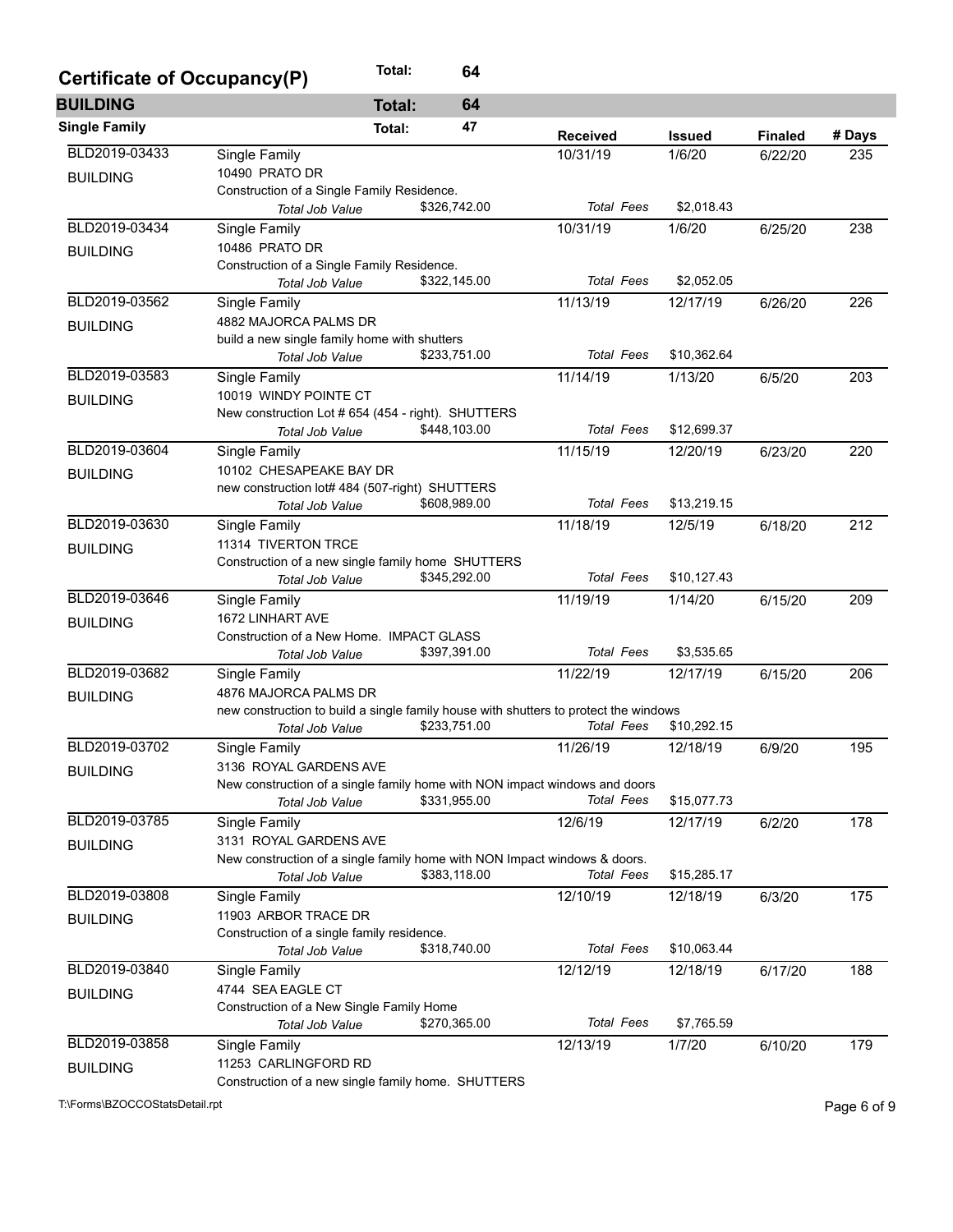## Certificate of Occupancy(P) Total: 64

### BUILDING Total: 64

#### Single Family Total: 47

| Permit | Type / Address / Description | Received | Issued | Finaled | # Days |
|---|---|---|---|---|---|
| BLD2019-03433 BUILDING | Single Family<br>10490 PRATO DR<br>Construction of a Single Family Residence.<br>*Total Job Value* $326,742.00 *Total Fees* $2,018.43 | 10/31/19 | 1/6/20 | 6/22/20 | 235 |
| BLD2019-03434 BUILDING | Single Family<br>10486 PRATO DR<br>Construction of a Single Family Residence.<br>*Total Job Value* $322,145.00 *Total Fees* $2,052.05 | 10/31/19 | 1/6/20 | 6/25/20 | 238 |
| BLD2019-03562 BUILDING | Single Family<br>4882 MAJORCA PALMS DR<br>build a new single family home with shutters<br>*Total Job Value* $233,751.00 *Total Fees* $10,362.64 | 11/13/19 | 12/17/19 | 6/26/20 | 226 |
| BLD2019-03583 BUILDING | Single Family<br>10019 WINDY POINTE CT<br>New construction Lot # 654 (454 - right). SHUTTERS<br>*Total Job Value* $448,103.00 *Total Fees* $12,699.37 | 11/14/19 | 1/13/20 | 6/5/20 | 203 |
| BLD2019-03604 BUILDING | Single Family<br>10102 CHESAPEAKE BAY DR<br>new construction lot# 484 (507-right) SHUTTERS<br>*Total Job Value* $608,989.00 *Total Fees* $13,219.15 | 11/15/19 | 12/20/19 | 6/23/20 | 220 |
| BLD2019-03630 BUILDING | Single Family<br>11314 TIVERTON TRCE<br>Construction of a new single family home SHUTTERS<br>*Total Job Value* $345,292.00 *Total Fees* $10,127.43 | 11/18/19 | 12/5/19 | 6/18/20 | 212 |
| BLD2019-03646 BUILDING | Single Family<br>1672 LINHART AVE<br>Construction of a New Home. IMPACT GLASS<br>*Total Job Value* $397,391.00 *Total Fees* $3,535.65 | 11/19/19 | 1/14/20 | 6/15/20 | 209 |
| BLD2019-03682 BUILDING | Single Family<br>4876 MAJORCA PALMS DR<br>new construction to build a single family house with shutters to protect the windows<br>*Total Job Value* $233,751.00 *Total Fees* $10,292.15 | 11/22/19 | 12/17/19 | 6/15/20 | 206 |
| BLD2019-03702 BUILDING | Single Family<br>3136 ROYAL GARDENS AVE<br>New construction of a single family home with NON impact windows and doors<br>*Total Job Value* $331,955.00 *Total Fees* $15,077.73 | 11/26/19 | 12/18/19 | 6/9/20 | 195 |
| BLD2019-03785 BUILDING | Single Family<br>3131 ROYAL GARDENS AVE<br>New construction of a single family home with NON Impact windows & doors.<br>*Total Job Value* $383,118.00 *Total Fees* $15,285.17 | 12/6/19 | 12/17/19 | 6/2/20 | 178 |
| BLD2019-03808 BUILDING | Single Family<br>11903 ARBOR TRACE DR<br>Construction of a single family residence.<br>*Total Job Value* $318,740.00 *Total Fees* $10,063.44 | 12/10/19 | 12/18/19 | 6/3/20 | 175 |
| BLD2019-03840 BUILDING | Single Family<br>4744 SEA EAGLE CT<br>Construction of a New Single Family Home<br>*Total Job Value* $270,365.00 *Total Fees* $7,765.59 | 12/12/19 | 12/18/19 | 6/17/20 | 188 |
| BLD2019-03858 BUILDING | Single Family<br>11253 CARLINGFORD RD<br>Construction of a new single family home. SHUTTERS | 12/13/19 | 1/7/20 | 6/10/20 | 179 |

T:\Forms\BZOCCOStatsDetail.rpt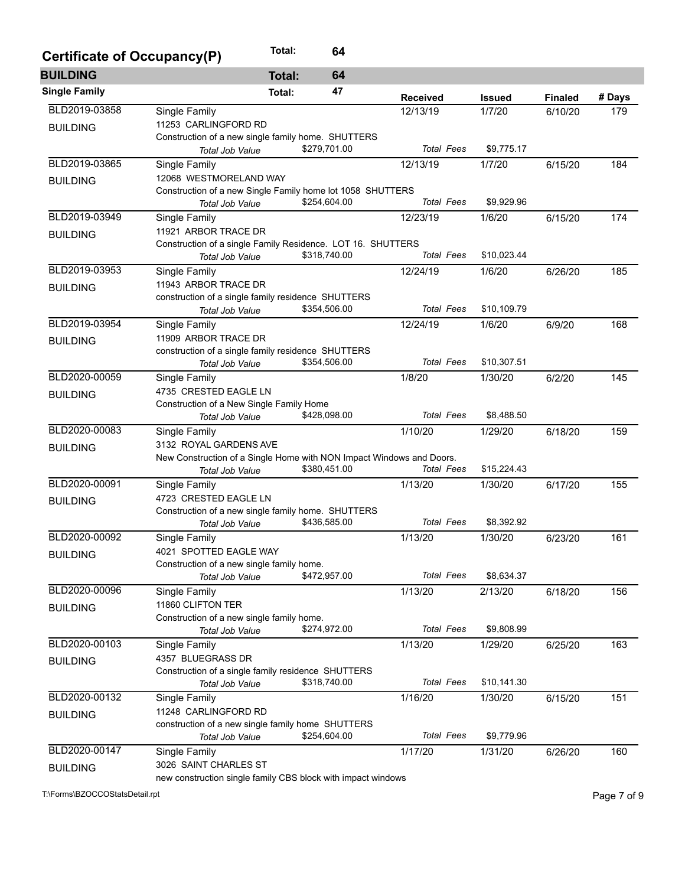## Certificate of Occupancy(P) Total: 64

### BUILDING Total: 64

### Single Family Total: 47

| Permit | Type / Address / Description | | Received | Issued | Finaled | # Days |
|---|---|---|---|---|---|---|
| BLD2019-03858 | Single Family | | 12/13/19 | 1/7/20 | 6/10/20 | 179 |
| BUILDING | 11253 CARLINGFORD RD | | | | | |
| | Construction of a new single family home. SHUTTERS | | | | | |
| | *Total Job Value* | $279,701.00 | *Total Fees* | $9,775.17 | | |
| BLD2019-03865 | Single Family | | 12/13/19 | 1/7/20 | 6/15/20 | 184 |
| BUILDING | 12068 WESTMORELAND WAY | | | | | |
| | Construction of a new Single Family home lot 1058 SHUTTERS | | | | | |
| | *Total Job Value* | $254,604.00 | *Total Fees* | $9,929.96 | | |
| BLD2019-03949 | Single Family | | 12/23/19 | 1/6/20 | 6/15/20 | 174 |
| BUILDING | 11921 ARBOR TRACE DR | | | | | |
| | Construction of a single Family Residence. LOT 16. SHUTTERS | | | | | |
| | *Total Job Value* | $318,740.00 | *Total Fees* | $10,023.44 | | |
| BLD2019-03953 | Single Family | | 12/24/19 | 1/6/20 | 6/26/20 | 185 |
| BUILDING | 11943 ARBOR TRACE DR | | | | | |
| | construction of a single family residence SHUTTERS | | | | | |
| | *Total Job Value* | $354,506.00 | *Total Fees* | $10,109.79 | | |
| BLD2019-03954 | Single Family | | 12/24/19 | 1/6/20 | 6/9/20 | 168 |
| BUILDING | 11909 ARBOR TRACE DR | | | | | |
| | construction of a single family residence SHUTTERS | | | | | |
| | *Total Job Value* | $354,506.00 | *Total Fees* | $10,307.51 | | |
| BLD2020-00059 | Single Family | | 1/8/20 | 1/30/20 | 6/2/20 | 145 |
| BUILDING | 4735 CRESTED EAGLE LN | | | | | |
| | Construction of a New Single Family Home | | | | | |
| | *Total Job Value* | $428,098.00 | *Total Fees* | $8,488.50 | | |
| BLD2020-00083 | Single Family | | 1/10/20 | 1/29/20 | 6/18/20 | 159 |
| BUILDING | 3132 ROYAL GARDENS AVE | | | | | |
| | New Construction of a Single Home with NON Impact Windows and Doors. | | | | | |
| | *Total Job Value* | $380,451.00 | *Total Fees* | $15,224.43 | | |
| BLD2020-00091 | Single Family | | 1/13/20 | 1/30/20 | 6/17/20 | 155 |
| BUILDING | 4723 CRESTED EAGLE LN | | | | | |
| | Construction of a new single family home. SHUTTERS | | | | | |
| | *Total Job Value* | $436,585.00 | *Total Fees* | $8,392.92 | | |
| BLD2020-00092 | Single Family | | 1/13/20 | 1/30/20 | 6/23/20 | 161 |
| BUILDING | 4021 SPOTTED EAGLE WAY | | | | | |
| | Construction of a new single family home. | | | | | |
| | *Total Job Value* | $472,957.00 | *Total Fees* | $8,634.37 | | |
| BLD2020-00096 | Single Family | | 1/13/20 | 2/13/20 | 6/18/20 | 156 |
| BUILDING | 11860 CLIFTON TER | | | | | |
| | Construction of a new single family home. | | | | | |
| | *Total Job Value* | $274,972.00 | *Total Fees* | $9,808.99 | | |
| BLD2020-00103 | Single Family | | 1/13/20 | 1/29/20 | 6/25/20 | 163 |
| BUILDING | 4357 BLUEGRASS DR | | | | | |
| | Construction of a single family residence SHUTTERS | | | | | |
| | *Total Job Value* | $318,740.00 | *Total Fees* | $10,141.30 | | |
| BLD2020-00132 | Single Family | | 1/16/20 | 1/30/20 | 6/15/20 | 151 |
| BUILDING | 11248 CARLINGFORD RD | | | | | |
| | construction of a new single family home SHUTTERS | | | | | |
| | *Total Job Value* | $254,604.00 | *Total Fees* | $9,779.96 | | |
| BLD2020-00147 | Single Family | | 1/17/20 | 1/31/20 | 6/26/20 | 160 |
| BUILDING | 3026 SAINT CHARLES ST | | | | | |
| | new construction single family CBS block with impact windows | | | | | |

T:\Forms\BZOCCOStatsDetail.rpt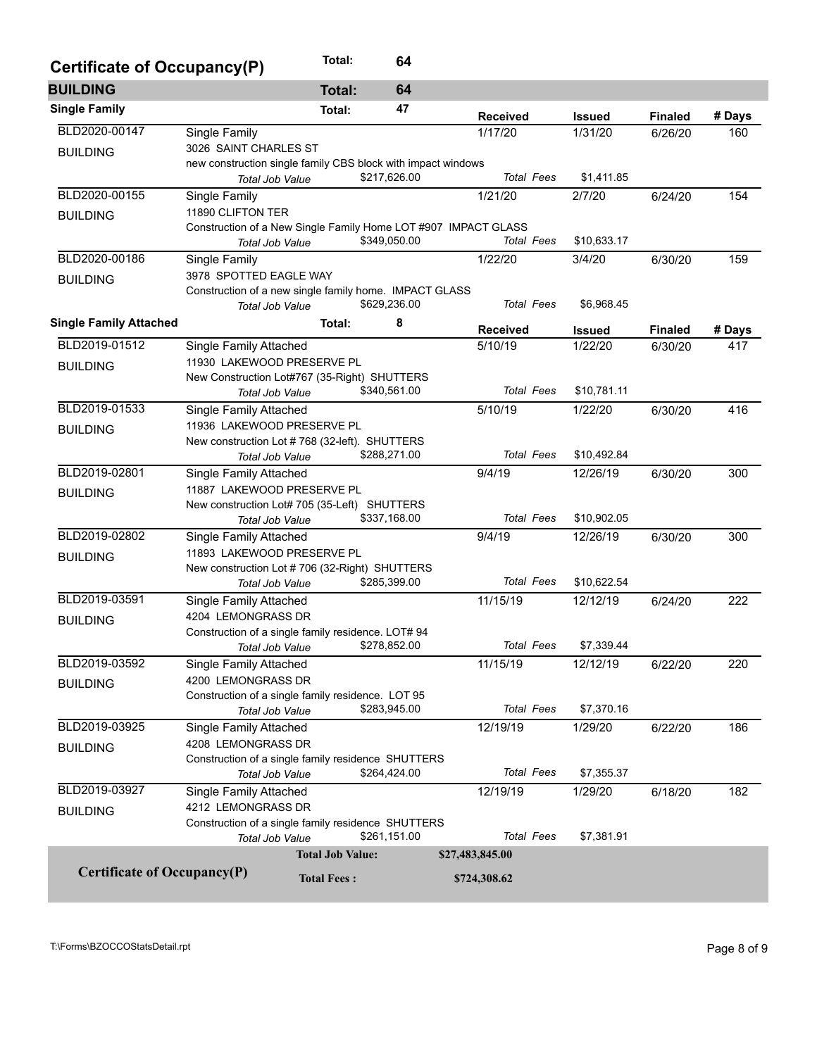## Certificate of Occupancy(P) — Total: 64

### BUILDING — Total: 64

#### Single Family — Total: 47

| Permit | Type | Received | Issued | Finaled | # Days |
|---|---|---|---|---|---|
| BLD2020-00147 BUILDING | Single Family<br>3026 SAINT CHARLES ST<br>new construction single family CBS block with impact windows<br>*Total Job Value* $217,626.00 — *Total Fees* $1,411.85 | 1/17/20 | 1/31/20 | 6/26/20 | 160 |
| BLD2020-00155 BUILDING | Single Family<br>11890 CLIFTON TER<br>Construction of a New Single Family Home LOT #907 IMPACT GLASS<br>*Total Job Value* $349,050.00 — *Total Fees* $10,633.17 | 1/21/20 | 2/7/20 | 6/24/20 | 154 |
| BLD2020-00186 BUILDING | Single Family<br>3978 SPOTTED EAGLE WAY<br>Construction of a new single family home. IMPACT GLASS<br>*Total Job Value* $629,236.00 — *Total Fees* $6,968.45 | 1/22/20 | 3/4/20 | 6/30/20 | 159 |

#### Single Family Attached — Total: 8

| Permit | Type | Received | Issued | Finaled | # Days |
|---|---|---|---|---|---|
| BLD2019-01512 BUILDING | Single Family Attached<br>11930 LAKEWOOD PRESERVE PL<br>New Construction Lot#767 (35-Right) SHUTTERS<br>*Total Job Value* $340,561.00 — *Total Fees* $10,781.11 | 5/10/19 | 1/22/20 | 6/30/20 | 417 |
| BLD2019-01533 BUILDING | Single Family Attached<br>11936 LAKEWOOD PRESERVE PL<br>New construction Lot # 768 (32-left). SHUTTERS<br>*Total Job Value* $288,271.00 — *Total Fees* $10,492.84 | 5/10/19 | 1/22/20 | 6/30/20 | 416 |
| BLD2019-02801 BUILDING | Single Family Attached<br>11887 LAKEWOOD PRESERVE PL<br>New construction Lot# 705 (35-Left) SHUTTERS<br>*Total Job Value* $337,168.00 — *Total Fees* $10,902.05 | 9/4/19 | 12/26/19 | 6/30/20 | 300 |
| BLD2019-02802 BUILDING | Single Family Attached<br>11893 LAKEWOOD PRESERVE PL<br>New construction Lot # 706 (32-Right) SHUTTERS<br>*Total Job Value* $285,399.00 — *Total Fees* $10,622.54 | 9/4/19 | 12/26/19 | 6/30/20 | 300 |
| BLD2019-03591 BUILDING | Single Family Attached<br>4204 LEMONGRASS DR<br>Construction of a single family residence. LOT# 94<br>*Total Job Value* $278,852.00 — *Total Fees* $7,339.44 | 11/15/19 | 12/12/19 | 6/24/20 | 222 |
| BLD2019-03592 BUILDING | Single Family Attached<br>4200 LEMONGRASS DR<br>Construction of a single family residence. LOT 95<br>*Total Job Value* $283,945.00 — *Total Fees* $7,370.16 | 11/15/19 | 12/12/19 | 6/22/20 | 220 |
| BLD2019-03925 BUILDING | Single Family Attached<br>4208 LEMONGRASS DR<br>Construction of a single family residence SHUTTERS<br>*Total Job Value* $264,424.00 — *Total Fees* $7,355.37 | 12/19/19 | 1/29/20 | 6/22/20 | 186 |
| BLD2019-03927 BUILDING | Single Family Attached<br>4212 LEMONGRASS DR<br>Construction of a single family residence SHUTTERS<br>*Total Job Value* $261,151.00 — *Total Fees* $7,381.91 | 12/19/19 | 1/29/20 | 6/18/20 | 182 |

**Certificate of Occupancy(P)**

| | |
|---|---|
| **Total Job Value:** | **$27,483,845.00** |
| **Total Fees :** | **$724,308.62** |

T:\Forms\BZOCCOStatsDetail.rpt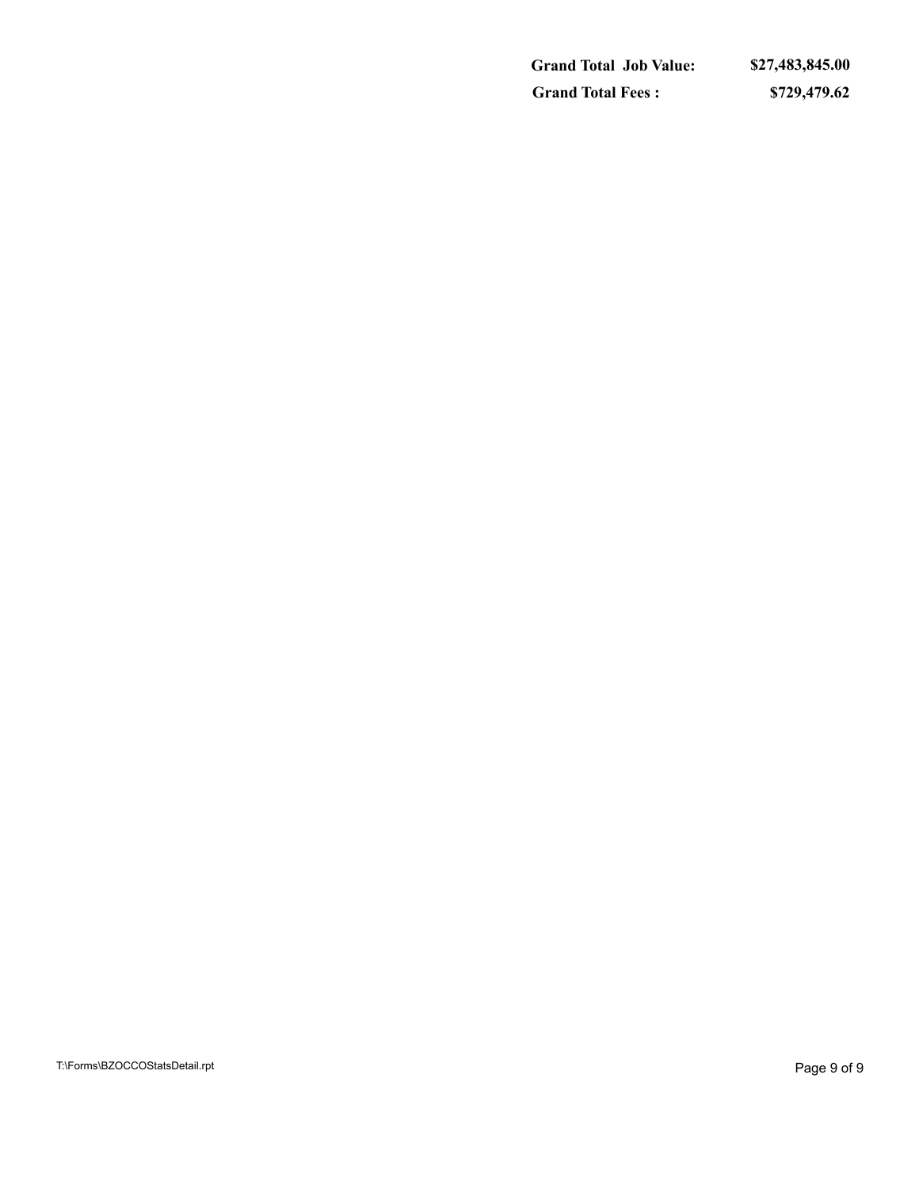| | |
|---|---|
| **Grand Total Job Value:** | **$27,483,845.00** |
| **Grand Total Fees :** | **$729,479.62** |

T:\Forms\BZOCCOStatsDetail.rpt